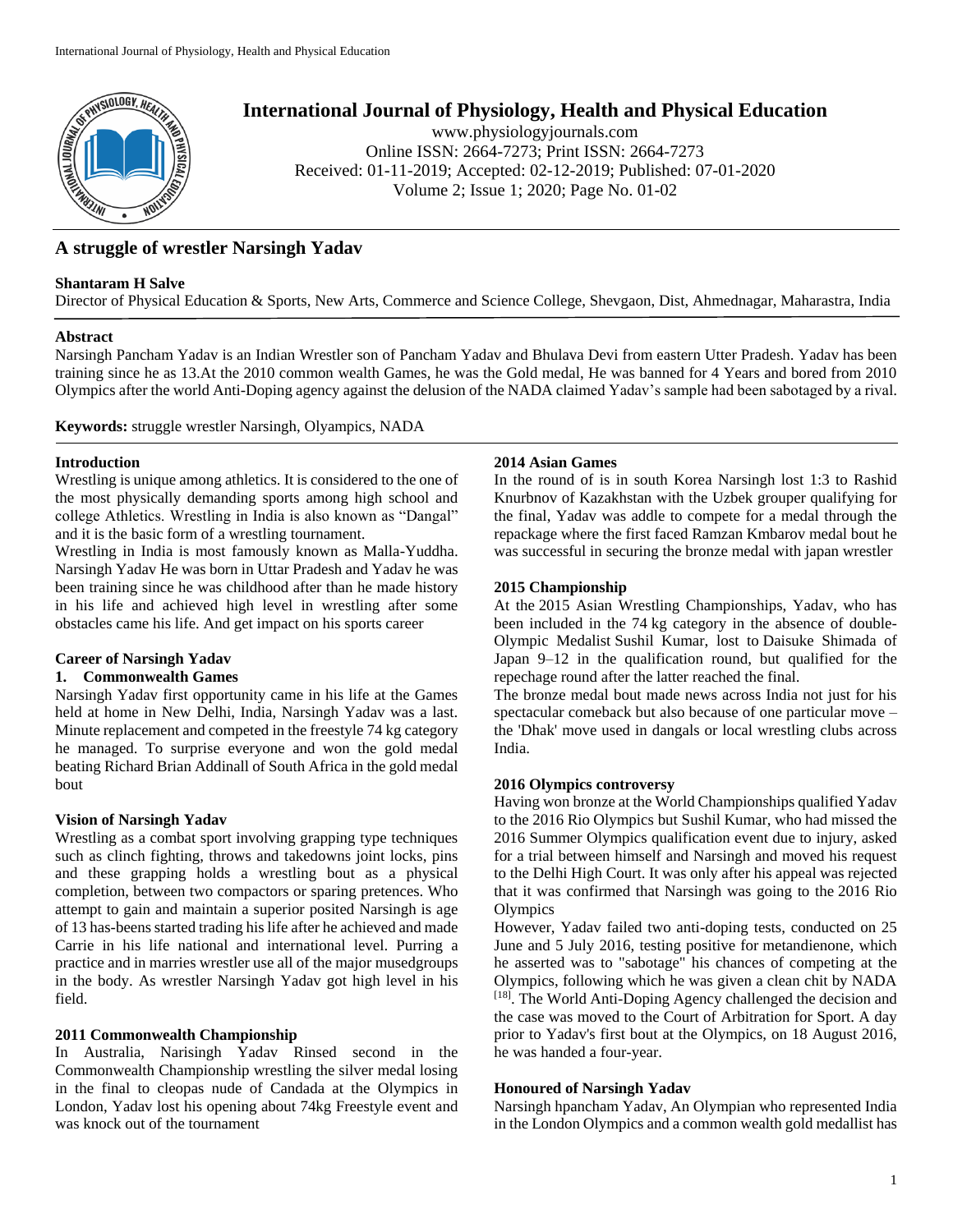# International Journal of Physiology, Health and Physical Education

www.physiologyjournals.com
Online ISSN: 2664-7273; Print ISSN: 2664-7273
Received: 01-11-2019; Accepted: 02-12-2019; Published: 07-01-2020

## A struggle of wrestler Narsingh Yadav

**Shantaram H Salve**

Director of Physical Education & Sports, New Arts, Commerce and Science College, Shevgaon, Dist, Ahmednagar, Maharastra, India

### Abstract

Narsingh Pancham Yadav is an Indian Wrestler son of Pancham Yadav and Bhulava Devi from eastern Utter Pradesh. Yadav has been training since he as 13.At the 2010 common wealth Games, he was the Gold medal, He was banned for 4 Years and bored from 2010 Olympics after the world Anti-Doping agency against the delusion of the NADA claimed Yadav's sample had been sabotaged by a rival.

**Keywords:** struggle wrestler Narsingh, Olyampics, NADA

### Introduction

Wrestling is unique among athletics. It is considered to the one of the most physically demanding sports among high school and college Athletics. Wrestling in India is also known as "Dangal" and it is the basic form of a wrestling tournament.

Wrestling in India is most famously known as Malla-Yuddha. Narsingh Yadav He was born in Uttar Pradesh and Yadav he was been training since he was childhood after than he made history in his life and achieved high level in wrestling after some obstacles came his life. And get impact on his sports career

### Career of Narsingh Yadav

**1. Commonwealth Games**

Narsingh Yadav first opportunity came in his life at the Games held at home in New Delhi, India, Narsingh Yadav was a last. Minute replacement and competed in the freestyle 74 kg category he managed. To surprise everyone and won the gold medal beating Richard Brian Addinall of South Africa in the gold medal bout

### Vision of Narsingh Yadav

Wrestling as a combat sport involving grapping type techniques such as clinch fighting, throws and takedowns joint locks, pins and these grapping holds a wrestling bout as a physical completion, between two compactors or sparing pretences. Who attempt to gain and maintain a superior posited Narsingh is age of 13 has-beens started trading his life after he achieved and made Carrie in his life national and international level. Purring a practice and in marries wrestler use all of the major musedgroups in the body. As wrestler Narsingh Yadav got high level in his field.

### 2011 Commonwealth Championship

In Australia, Narisingh Yadav Rinsed second in the Commonwealth Championship wrestling the silver medal losing in the final to cleopas nude of Candada at the Olympics in London, Yadav lost his opening about 74kg Freestyle event and was knock out of the tournament

### 2014 Asian Games

In the round of is in south Korea Narsingh lost 1:3 to Rashid Knurbnov of Kazakhstan with the Uzbek grouper qualifying for the final, Yadav was addle to compete for a medal through the repackage where the first faced Ramzan Kmbarov medal bout he was successful in securing the bronze medal with japan wrestler

### 2015 Championship

At the 2015 Asian Wrestling Championships, Yadav, who has been included in the 74 kg category in the absence of double-Olympic Medalist Sushil Kumar, lost to Daisuke Shimada of Japan 9–12 in the qualification round, but qualified for the repechage round after the latter reached the final.

The bronze medal bout made news across India not just for his spectacular comeback but also because of one particular move – the 'Dhak' move used in dangals or local wrestling clubs across India.

### 2016 Olympics controversy

Having won bronze at the World Championships qualified Yadav to the 2016 Rio Olympics but Sushil Kumar, who had missed the 2016 Summer Olympics qualification event due to injury, asked for a trial between himself and Narsingh and moved his request to the Delhi High Court. It was only after his appeal was rejected that it was confirmed that Narsingh was going to the 2016 Rio Olympics

However, Yadav failed two anti-doping tests, conducted on 25 June and 5 July 2016, testing positive for metandienone, which he asserted was to "sabotage" his chances of competing at the Olympics, following which he was given a clean chit by NADA [18]. The World Anti-Doping Agency challenged the decision and the case was moved to the Court of Arbitration for Sport. A day prior to Yadav's first bout at the Olympics, on 18 August 2016, he was handed a four-year.

### Honoured of Narsingh Yadav

Narsingh hpancham Yadav, An Olympian who represented India in the London Olympics and a common wealth gold medallist has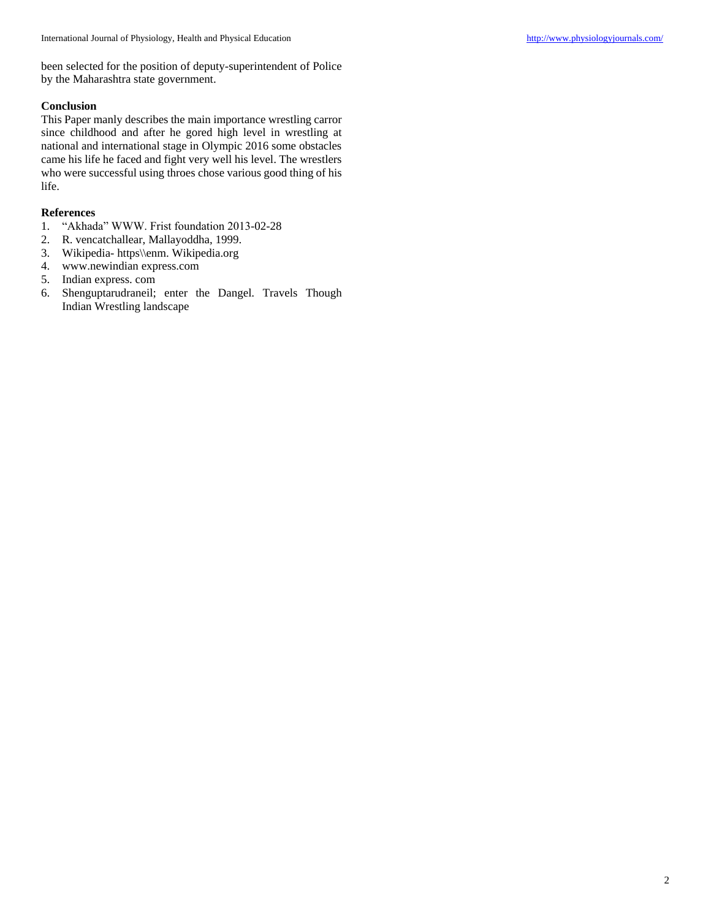been selected for the position of deputy-superintendent of Police by the Maharashtra state government.

## Conclusion

This Paper manly describes the main importance wrestling carror since childhood and after he gored high level in wrestling at national and international stage in Olympic 2016 some obstacles came his life he faced and fight very well his level. The wrestlers who were successful using throes chose various good thing of his life.

## References

1. "Akhada" WWW. Frist foundation 2013-02-28
2. R. vencatchallear, Mallayoddha, 1999.
3. Wikipedia- https\\enm. Wikipedia.org
4. www.newindian express.com
5. Indian express. com
6. Shenguptarudraneil; enter the Dangel. Travels Though Indian Wrestling landscape